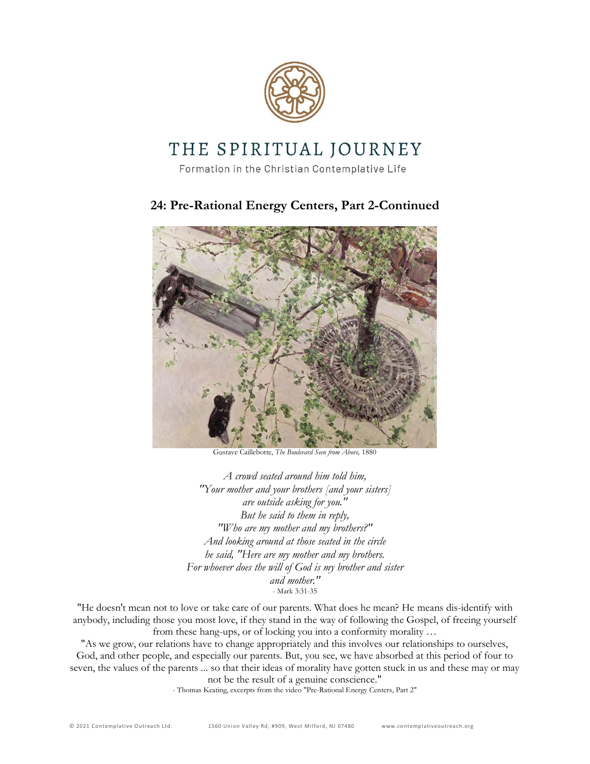# THE SPIRITUAL JOURNEY

Formation in the Christian Contemplative Life

## 24: Pre-Rational Energy Centers, Part 2-Continued

Gustave Caillebotte, *The Boulevard Seen from Above,* 1880

*A crowd seated around him told him,*
*"Your mother and your brothers [and your sisters]*
*are outside asking for you."*
*But he said to them in reply,*
*"Who are my mother and my brothers?"*
*And looking around at those seated in the circle*
*he said, "Here are my mother and my brothers.*
*For whoever does the will of God is my brother and sister*
*and mother."*
- Mark 3:31-35

"He doesn't mean not to love or take care of our parents. What does he mean? He means dis-identify with anybody, including those you most love, if they stand in the way of following the Gospel, of freeing yourself from these hang-ups, or of locking you into a conformity morality …

"As we grow, our relations have to change appropriately and this involves our relationships to ourselves, God, and other people, and especially our parents. But, you see, we have absorbed at this period of four to seven, the values of the parents ... so that their ideas of morality have gotten stuck in us and these may or may not be the result of a genuine conscience."

- Thomas Keating, excerpts from the video "Pre-Rational Energy Centers, Part 2"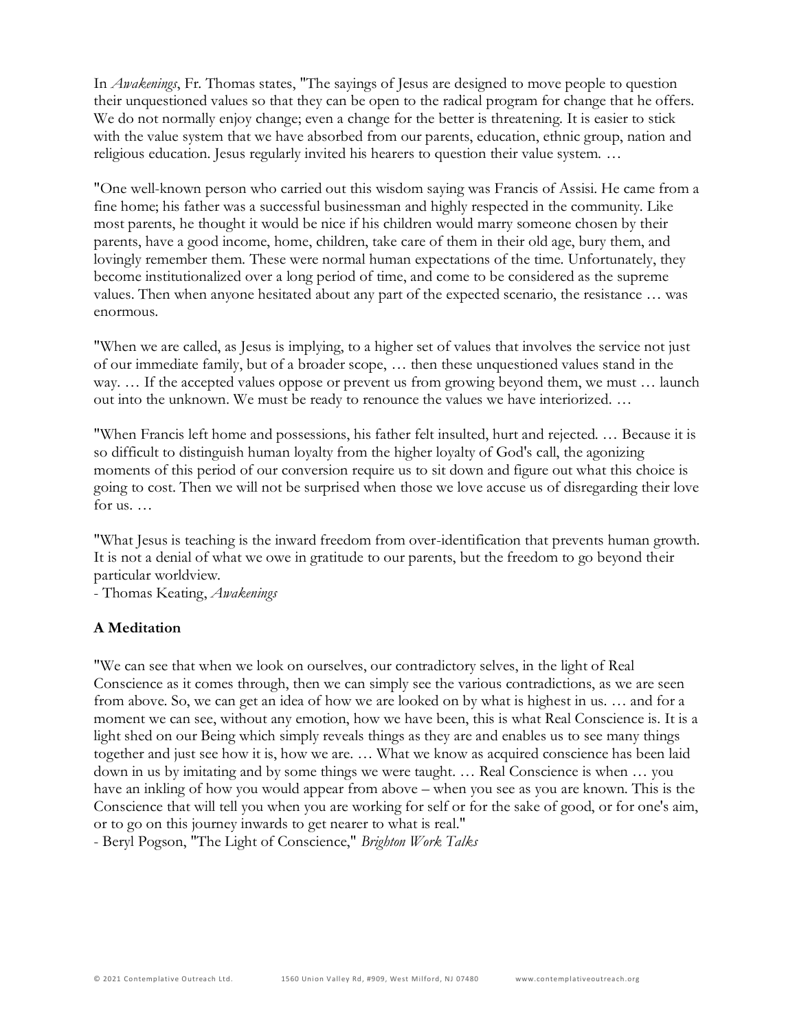In *Awakenings*, Fr. Thomas states, "The sayings of Jesus are designed to move people to question their unquestioned values so that they can be open to the radical program for change that he offers. We do not normally enjoy change; even a change for the better is threatening. It is easier to stick with the value system that we have absorbed from our parents, education, ethnic group, nation and religious education. Jesus regularly invited his hearers to question their value system. …

"One well-known person who carried out this wisdom saying was Francis of Assisi. He came from a fine home; his father was a successful businessman and highly respected in the community. Like most parents, he thought it would be nice if his children would marry someone chosen by their parents, have a good income, home, children, take care of them in their old age, bury them, and lovingly remember them. These were normal human expectations of the time. Unfortunately, they become institutionalized over a long period of time, and come to be considered as the supreme values. Then when anyone hesitated about any part of the expected scenario, the resistance … was enormous.

"When we are called, as Jesus is implying, to a higher set of values that involves the service not just of our immediate family, but of a broader scope, … then these unquestioned values stand in the way. … If the accepted values oppose or prevent us from growing beyond them, we must … launch out into the unknown. We must be ready to renounce the values we have interiorized. …

"When Francis left home and possessions, his father felt insulted, hurt and rejected. … Because it is so difficult to distinguish human loyalty from the higher loyalty of God's call, the agonizing moments of this period of our conversion require us to sit down and figure out what this choice is going to cost. Then we will not be surprised when those we love accuse us of disregarding their love for us. …

"What Jesus is teaching is the inward freedom from over-identification that prevents human growth. It is not a denial of what we owe in gratitude to our parents, but the freedom to go beyond their particular worldview.
- Thomas Keating, *Awakenings*

**A Meditation**

"We can see that when we look on ourselves, our contradictory selves, in the light of Real Conscience as it comes through, then we can simply see the various contradictions, as we are seen from above. So, we can get an idea of how we are looked on by what is highest in us. … and for a moment we can see, without any emotion, how we have been, this is what Real Conscience is. It is a light shed on our Being which simply reveals things as they are and enables us to see many things together and just see how it is, how we are. … What we know as acquired conscience has been laid down in us by imitating and by some things we were taught. … Real Conscience is when … you have an inkling of how you would appear from above – when you see as you are known. This is the Conscience that will tell you when you are working for self or for the sake of good, or for one's aim, or to go on this journey inwards to get nearer to what is real."
- Beryl Pogson, "The Light of Conscience," *Brighton Work Talks*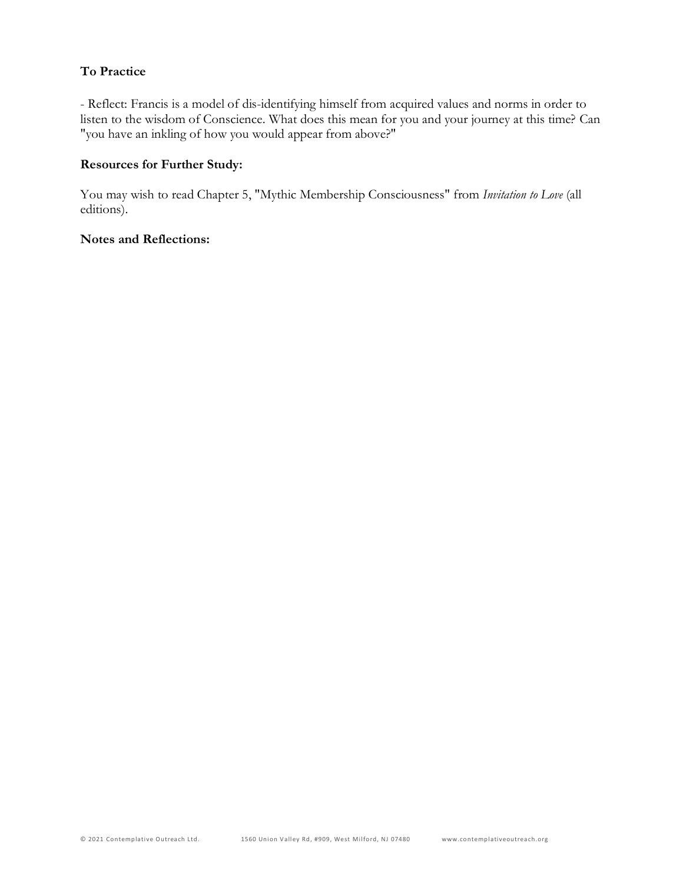**To Practice**

- Reflect: Francis is a model of dis-identifying himself from acquired values and norms in order to listen to the wisdom of Conscience. What does this mean for you and your journey at this time? Can "you have an inkling of how you would appear from above?"

**Resources for Further Study:**

You may wish to read Chapter 5, "Mythic Membership Consciousness" from *Invitation to Love* (all editions).

**Notes and Reflections:**